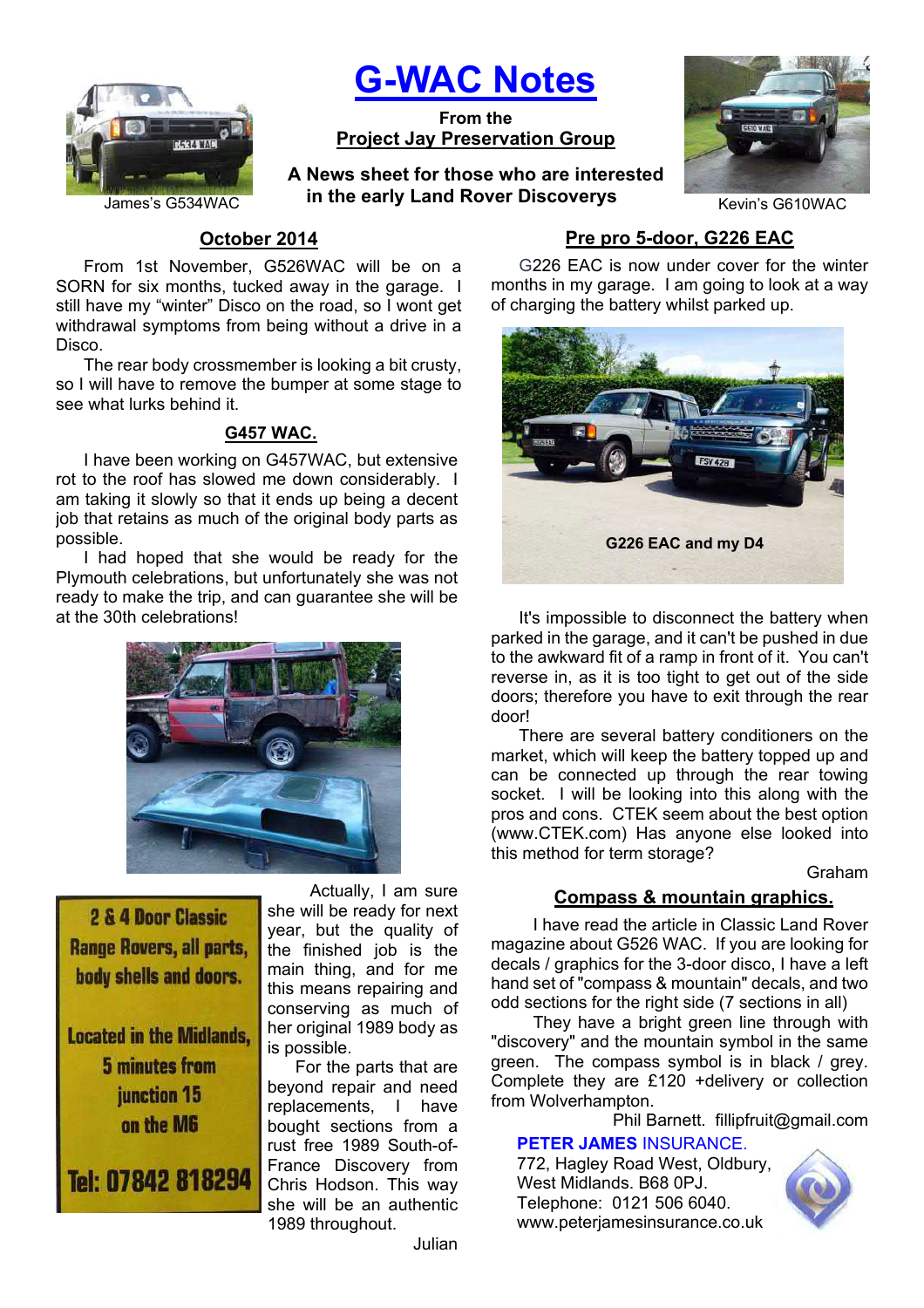# G-WAC Notes

**From the**
**Project Jay Preservation Group**

**A News sheet for those who are interested in the early Land Rover Discoverys**

James's G534WAC

Kevin's G610WAC

## October 2014

From 1st November, G526WAC will be on a SORN for six months, tucked away in the garage. I still have my "winter" Disco on the road, so I wont get withdrawal symptoms from being without a drive in a Disco.

The rear body crossmember is looking a bit crusty, so I will have to remove the bumper at some stage to see what lurks behind it.

## G457 WAC.

I have been working on G457WAC, but extensive rot to the roof has slowed me down considerably. I am taking it slowly so that it ends up being a decent job that retains as much of the original body parts as possible.

I had hoped that she would be ready for the Plymouth celebrations, but unfortunately she was not ready to make the trip, and can guarantee she will be at the 30th celebrations!

Actually, I am sure she will be ready for next year, but the quality of the finished job is the main thing, and for me this means repairing and conserving as much of her original 1989 body as is possible.

For the parts that are beyond repair and need replacements, I have bought sections from a rust free 1989 South-of-France Discovery from Chris Hodson. This way she will be an authentic 1989 throughout.

Julian

**2 & 4 Door Classic Range Rovers, all parts, body shells and doors.**

**Located in the Midlands, 5 minutes from junction 15 on the M6**

**Tel: 07842 818294**

## Pre pro 5-door, G226 EAC

G226 EAC is now under cover for the winter months in my garage. I am going to look at a way of charging the battery whilst parked up.

**G226 EAC and my D4**

It's impossible to disconnect the battery when parked in the garage, and it can't be pushed in due to the awkward fit of a ramp in front of it. You can't reverse in, as it is too tight to get out of the side doors; therefore you have to exit through the rear door!

There are several battery conditioners on the market, which will keep the battery topped up and can be connected up through the rear towing socket. I will be looking into this along with the pros and cons. CTEK seem about the best option (www.CTEK.com) Has anyone else looked into this method for term storage?

Graham

## Compass & mountain graphics.

I have read the article in Classic Land Rover magazine about G526 WAC. If you are looking for decals / graphics for the 3-door disco, I have a left hand set of "compass & mountain" decals, and two odd sections for the right side (7 sections in all)

They have a bright green line through with "discovery" and the mountain symbol in the same green. The compass symbol is in black / grey. Complete they are £120 +delivery or collection from Wolverhampton.

Phil Barnett. fillipfruit@gmail.com

**PETER JAMES** INSURANCE.
772, Hagley Road West, Oldbury,
West Midlands. B68 0PJ.
Telephone: 0121 506 6040.
www.peterjamesinsurance.co.uk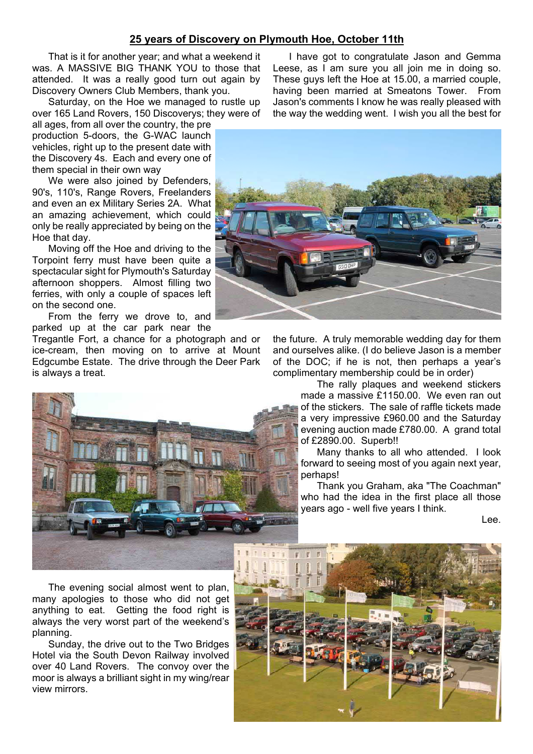## 25 years of Discovery on Plymouth Hoe, October 11th

That is it for another year; and what a weekend it was. A MASSIVE BIG THANK YOU to those that attended. It was a really good turn out again by Discovery Owners Club Members, thank you.

Saturday, on the Hoe we managed to rustle up over 165 Land Rovers, 150 Discoverys; they were of all ages, from all over the country, the pre production 5-doors, the G-WAC launch vehicles, right up to the present date with the Discovery 4s. Each and every one of them special in their own way

We were also joined by Defenders, 90's, 110's, Range Rovers, Freelanders and even an ex Military Series 2A. What an amazing achievement, which could only be really appreciated by being on the Hoe that day.

Moving off the Hoe and driving to the Torpoint ferry must have been quite a spectacular sight for Plymouth's Saturday afternoon shoppers. Almost filling two ferries, with only a couple of spaces left on the second one.

From the ferry we drove to, and parked up at the car park near the Tregantle Fort, a chance for a photograph and or ice-cream, then moving on to arrive at Mount Edgcumbe Estate. The drive through the Deer Park is always a treat.

I have got to congratulate Jason and Gemma Leese, as I am sure you all join me in doing so. These guys left the Hoe at 15.00, a married couple, having been married at Smeatons Tower. From Jason's comments I know he was really pleased with the way the wedding went. I wish you all the best for the future. A truly memorable wedding day for them and ourselves alike. (I do believe Jason is a member of the DOC; if he is not, then perhaps a year's complimentary membership could be in order)

The rally plaques and weekend stickers made a massive £1150.00. We even ran out of the stickers. The sale of raffle tickets made a very impressive £960.00 and the Saturday evening auction made £780.00. A grand total of £2890.00. Superb!!

Many thanks to all who attended. I look forward to seeing most of you again next year, perhaps!

Thank you Graham, aka "The Coachman" who had the idea in the first place all those years ago - well five years I think.

Lee.

The evening social almost went to plan, many apologies to those who did not get anything to eat. Getting the food right is always the very worst part of the weekend's planning.

Sunday, the drive out to the Two Bridges Hotel via the South Devon Railway involved over 40 Land Rovers. The convoy over the moor is always a brilliant sight in my wing/rear view mirrors.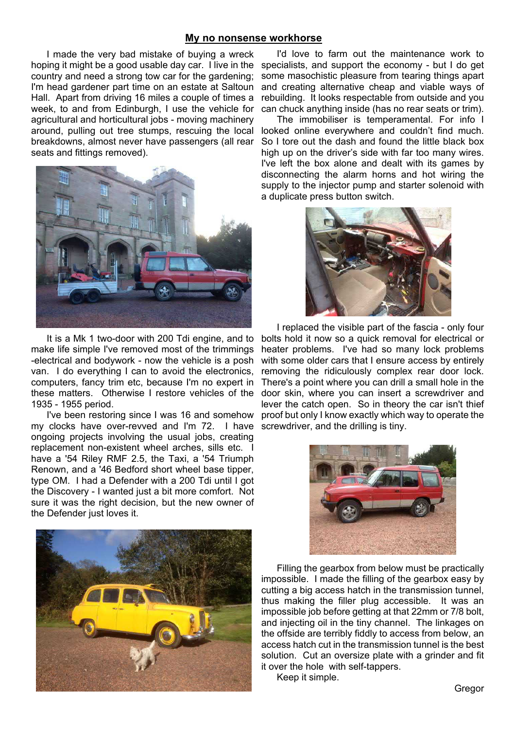## My no nonsense workhorse

I made the very bad mistake of buying a wreck hoping it might be a good usable day car. I live in the country and need a strong tow car for the gardening; I'm head gardener part time on an estate at Saltoun Hall. Apart from driving 16 miles a couple of times a week, to and from Edinburgh, I use the vehicle for agricultural and horticultural jobs - moving machinery around, pulling out tree stumps, rescuing the local breakdowns, almost never have passengers (all rear seats and fittings removed).

It is a Mk 1 two-door with 200 Tdi engine, and to make life simple I've removed most of the trimmings -electrical and bodywork - now the vehicle is a posh van. I do everything I can to avoid the electronics, computers, fancy trim etc, because I'm no expert in these matters. Otherwise I restore vehicles of the 1935 - 1955 period.

I've been restoring since I was 16 and somehow my clocks have over-revved and I'm 72. I have ongoing projects involving the usual jobs, creating replacement non-existent wheel arches, sills etc. I have a '54 Riley RMF 2.5, the Taxi, a '54 Triumph Renown, and a '46 Bedford short wheel base tipper, type OM. I had a Defender with a 200 Tdi until I got the Discovery - I wanted just a bit more comfort. Not sure it was the right decision, but the new owner of the Defender just loves it.

I'd love to farm out the maintenance work to specialists, and support the economy - but I do get some masochistic pleasure from tearing things apart and creating alternative cheap and viable ways of rebuilding. It looks respectable from outside and you can chuck anything inside (has no rear seats or trim).

The immobiliser is temperamental. For info I looked online everywhere and couldn't find much. So I tore out the dash and found the little black box high up on the driver's side with far too many wires. I've left the box alone and dealt with its games by disconnecting the alarm horns and hot wiring the supply to the injector pump and starter solenoid with a duplicate press button switch.

I replaced the visible part of the fascia - only four bolts hold it now so a quick removal for electrical or heater problems. I've had so many lock problems with some older cars that I ensure access by entirely removing the ridiculously complex rear door lock. There's a point where you can drill a small hole in the door skin, where you can insert a screwdriver and lever the catch open. So in theory the car isn't thief proof but only I know exactly which way to operate the screwdriver, and the drilling is tiny.

Filling the gearbox from below must be practically impossible. I made the filling of the gearbox easy by cutting a big access hatch in the transmission tunnel, thus making the filler plug accessible. It was an impossible job before getting at that 22mm or 7/8 bolt, and injecting oil in the tiny channel. The linkages on the offside are terribly fiddly to access from below, an access hatch cut in the transmission tunnel is the best solution. Cut an oversize plate with a grinder and fit it over the hole with self-tappers.

Keep it simple.

Gregor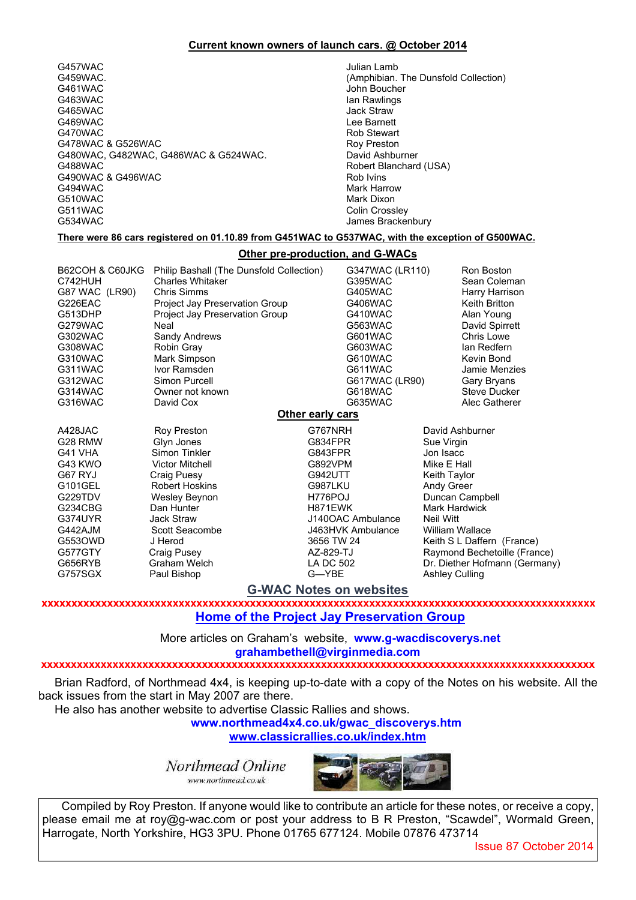## Current known owners of launch cars. @ October 2014

| | |
|---|---|
| G457WAC | Julian Lamb |
| G459WAC. | (Amphibian. The Dunsfold Collection) |
| G461WAC | John Boucher |
| G463WAC | Ian Rawlings |
| G465WAC | Jack Straw |
| G469WAC | Lee Barnett |
| G470WAC | Rob Stewart |
| G478WAC & G526WAC | Roy Preston |
| G480WAC, G482WAC, G486WAC & G524WAC. | David Ashburner |
| G488WAC | Robert Blanchard (USA) |
| G490WAC & G496WAC | Rob Ivins |
| G494WAC | Mark Harrow |
| G510WAC | Mark Dixon |
| G511WAC | Colin Crossley |
| G534WAC | James Brackenbury |

**There were 86 cars registered on 01.10.89 from G451WAC to G537WAC, with the exception of G500WAC.**

## Other pre-production, and G-WACs

| | | | |
|---|---|---|---|
| B62COH & C60JKG | Philip Bashall (The Dunsfold Collection) | G347WAC (LR110) | Ron Boston |
| C742HUH | Charles Whitaker | G395WAC | Sean Coleman |
| G87 WAC (LR90) | Chris Simms | G405WAC | Harry Harrison |
| G226EAC | Project Jay Preservation Group | G406WAC | Keith Britton |
| G513DHP | Project Jay Preservation Group | G410WAC | Alan Young |
| G279WAC | Neal | G563WAC | David Spirrett |
| G302WAC | Sandy Andrews | G601WAC | Chris Lowe |
| G308WAC | Robin Gray | G603WAC | Ian Redfern |
| G310WAC | Mark Simpson | G610WAC | Kevin Bond |
| G311WAC | Ivor Ramsden | G611WAC | Jamie Menzies |
| G312WAC | Simon Purcell | G617WAC (LR90) | Gary Bryans |
| G314WAC | Owner not known | G618WAC | Steve Ducker |
| G316WAC | David Cox | G635WAC | Alec Gatherer |

## Other early cars

| | | | |
|---|---|---|---|
| A428JAC | Roy Preston | G767NRH | David Ashburner |
| G28 RMW | Glyn Jones | G834FPR | Sue Virgin |
| G41 VHA | Simon Tinkler | G843FPR | Jon Isacc |
| G43 KWO | Victor Mitchell | G892VPM | Mike E Hall |
| G67 RYJ | Craig Puesy | G942UTT | Keith Taylor |
| G101GEL | Robert Hoskins | G987LKU | Andy Greer |
| G229TDV | Wesley Beynon | H776POJ | Duncan Campbell |
| G234CBG | Dan Hunter | H871EWK | Mark Hardwick |
| G374UYR | Jack Straw | J140OAC Ambulance | Neil Witt |
| G442AJM | Scott Seacombe | J463HVK Ambulance | William Wallace |
| G553OWD | J Herod | 3656 TW 24 | Keith S L Daffern (France) |
| G577GTY | Craig Pusey | AZ-829-TJ | Raymond Bechetoille (France) |
| G656RYB | Graham Welch | LA DC 502 | Dr. Diether Hofmann (Germany) |
| G757SGX | Paul Bishop | G—YBE | Ashley Culling |

## G-WAC Notes on websites

xxxxxxxxxxxxxxxxxxxxxxxxxxxxxxxxxxxxxxxxxxxxxxxxxxxxxxxxxxxxxxxxxxxxxxxxxxxxxxxxxxxxxxxxxxx

**Home of the Project Jay Preservation Group**

More articles on Graham's website, **www.g-wacdiscoverys.net**

**grahambethell@virginmedia.com**

xxxxxxxxxxxxxxxxxxxxxxxxxxxxxxxxxxxxxxxxxxxxxxxxxxxxxxxxxxxxxxxxxxxxxxxxxxxxxxxxxxxxxxxxxxx

Brian Radford, of Northmead 4x4, is keeping up-to-date with a copy of the Notes on his website. All the back issues from the start in May 2007 are there.

He also has another website to advertise Classic Rallies and shows.

**www.northmead4x4.co.uk/gwac_discoverys.htm**

**www.classicrallies.co.uk/index.htm**

*Northmead Online*

www.northmead.co.uk

Compiled by Roy Preston. If anyone would like to contribute an article for these notes, or receive a copy, please email me at roy@g-wac.com or post your address to B R Preston, "Scawdel", Wormald Green, Harrogate, North Yorkshire, HG3 3PU. Phone 01765 677124. Mobile 07876 473714

Issue 87 October 2014